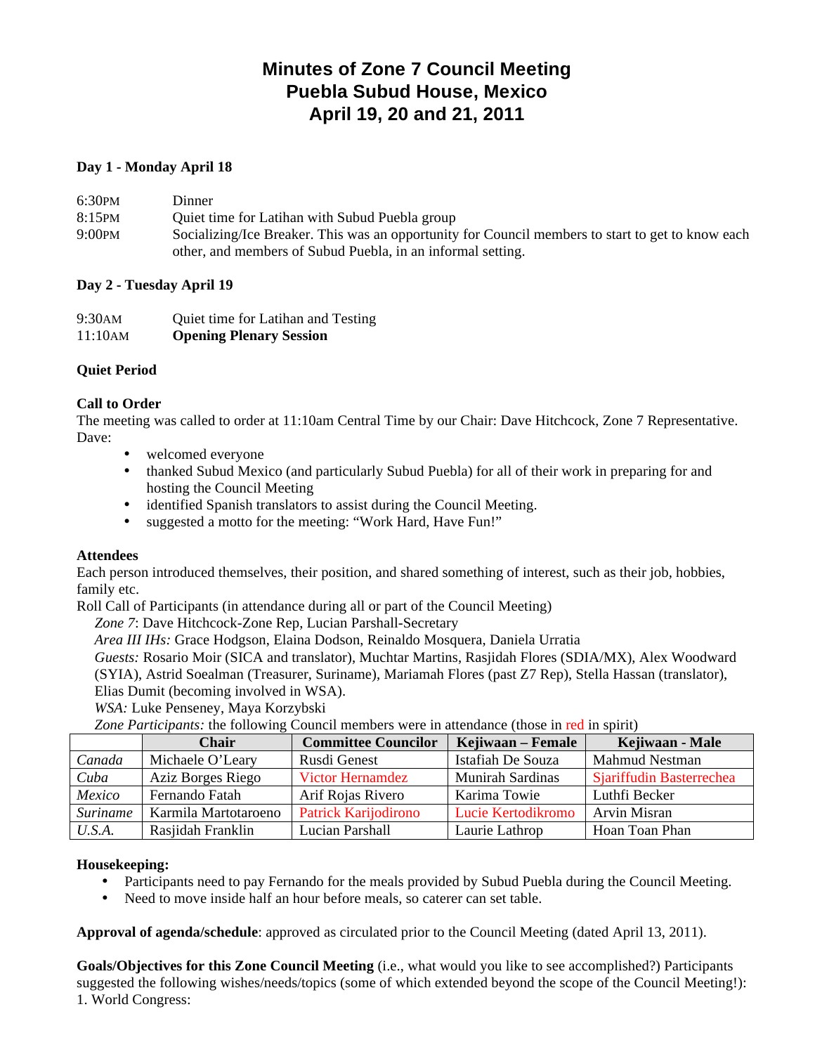# Minutes of Zone 7 Council Meeting
# Puebla Subud House, Mexico
# April 19, 20 and 21, 2011

**Day 1 - Monday April 18**

| | |
|---|---|
| 6:30PM | Dinner |
| 8:15PM | Quiet time for Latihan with Subud Puebla group |
| 9:00PM | Socializing/Ice Breaker. This was an opportunity for Council members to start to get to know each other, and members of Subud Puebla, in an informal setting. |

**Day 2 - Tuesday April 19**

| | |
|---|---|
| 9:30AM | Quiet time for Latihan and Testing |
| 11:10AM | **Opening Plenary Session** |

**Quiet Period**

**Call to Order**

The meeting was called to order at 11:10am Central Time by our Chair: Dave Hitchcock, Zone 7 Representative. Dave:

- welcomed everyone
- thanked Subud Mexico (and particularly Subud Puebla) for all of their work in preparing for and hosting the Council Meeting
- identified Spanish translators to assist during the Council Meeting.
- suggested a motto for the meeting: "Work Hard, Have Fun!"

**Attendees**

Each person introduced themselves, their position, and shared something of interest, such as their job, hobbies, family etc.

Roll Call of Participants (in attendance during all or part of the Council Meeting)

*Zone 7*: Dave Hitchcock-Zone Rep, Lucian Parshall-Secretary

*Area III IHs:* Grace Hodgson, Elaina Dodson, Reinaldo Mosquera, Daniela Urratia

*Guests:* Rosario Moir (SICA and translator), Muchtar Martins, Rasjidah Flores (SDIA/MX), Alex Woodward (SYIA), Astrid Soealman (Treasurer, Suriname), Mariamah Flores (past Z7 Rep), Stella Hassan (translator), Elias Dumit (becoming involved in WSA).

*WSA:* Luke Penseney, Maya Korzybski

*Zone Participants:* the following Council members were in attendance (those in red in spirit)

| | Chair | Committee Councilor | Kejiwaan – Female | Kejiwaan - Male |
|---|---|---|---|---|
| *Canada* | Michaele O'Leary | Rusdi Genest | Istafiah De Souza | Mahmud Nestman |
| *Cuba* | Aziz Borges Riego | Victor Hernamdez (in spirit) | Munirah Sardinas | Sjariffudin Basterrechea (in spirit) |
| *Mexico* | Fernando Fatah | Arif Rojas Rivero | Karima Towie | Luthfi Becker |
| *Suriname* | Karmila Martotaroeno | Patrick Karijodirono (in spirit) | Lucie Kertodikromo (in spirit) | Arvin Misran |
| *U.S.A.* | Rasjidah Franklin | Lucian Parshall | Laurie Lathrop | Hoan Toan Phan |

**Housekeeping:**

- Participants need to pay Fernando for the meals provided by Subud Puebla during the Council Meeting.
- Need to move inside half an hour before meals, so caterer can set table.

**Approval of agenda/schedule**: approved as circulated prior to the Council Meeting (dated April 13, 2011).

**Goals/Objectives for this Zone Council Meeting** (i.e., what would you like to see accomplished?) Participants suggested the following wishes/needs/topics (some of which extended beyond the scope of the Council Meeting!):

1. World Congress: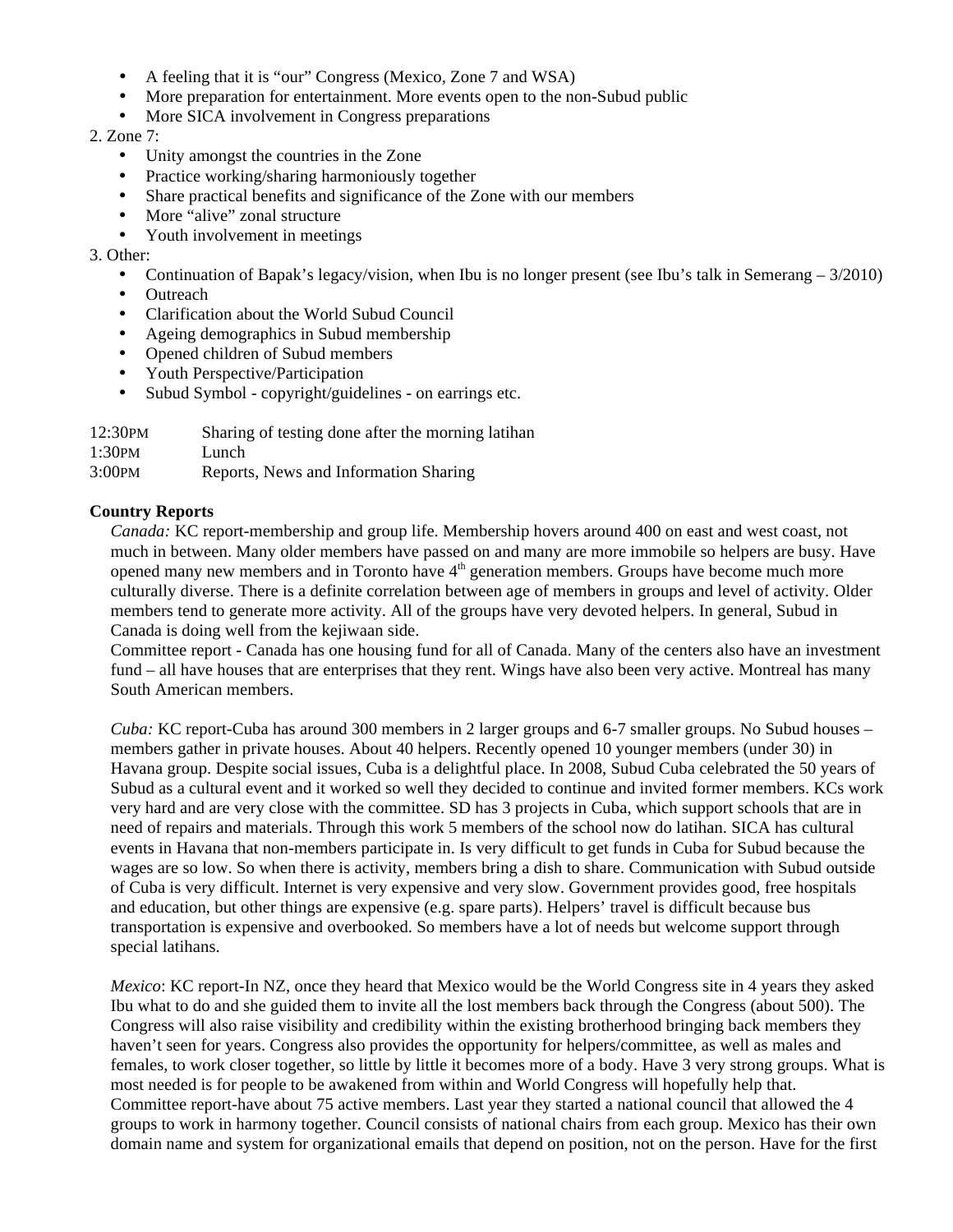- A feeling that it is “our” Congress (Mexico, Zone 7 and WSA)
- More preparation for entertainment. More events open to the non-Subud public
- More SICA involvement in Congress preparations

2. Zone 7:
   - Unity amongst the countries in the Zone
   - Practice working/sharing harmoniously together
   - Share practical benefits and significance of the Zone with our members
   - More “alive” zonal structure
   - Youth involvement in meetings
3. Other:
   - Continuation of Bapak’s legacy/vision, when Ibu is no longer present (see Ibu’s talk in Semerang – 3/2010)
   - Outreach
   - Clarification about the World Subud Council
   - Ageing demographics in Subud membership
   - Opened children of Subud members
   - Youth Perspective/Participation
   - Subud Symbol - copyright/guidelines - on earrings etc.

12:30PM  Sharing of testing done after the morning latihan
1:30PM  Lunch
3:00PM  Reports, News and Information Sharing

**Country Reports**

*Canada:* KC report-membership and group life. Membership hovers around 400 on east and west coast, not much in between. Many older members have passed on and many are more immobile so helpers are busy. Have opened many new members and in Toronto have 4th generation members. Groups have become much more culturally diverse. There is a definite correlation between age of members in groups and level of activity. Older members tend to generate more activity. All of the groups have very devoted helpers. In general, Subud in Canada is doing well from the kejiwaan side.
Committee report - Canada has one housing fund for all of Canada. Many of the centers also have an investment fund – all have houses that are enterprises that they rent. Wings have also been very active. Montreal has many South American members.

*Cuba:* KC report-Cuba has around 300 members in 2 larger groups and 6-7 smaller groups. No Subud houses – members gather in private houses. About 40 helpers. Recently opened 10 younger members (under 30) in Havana group. Despite social issues, Cuba is a delightful place. In 2008, Subud Cuba celebrated the 50 years of Subud as a cultural event and it worked so well they decided to continue and invited former members. KCs work very hard and are very close with the committee. SD has 3 projects in Cuba, which support schools that are in need of repairs and materials. Through this work 5 members of the school now do latihan. SICA has cultural events in Havana that non-members participate in. Is very difficult to get funds in Cuba for Subud because the wages are so low. So when there is activity, members bring a dish to share. Communication with Subud outside of Cuba is very difficult. Internet is very expensive and very slow. Government provides good, free hospitals and education, but other things are expensive (e.g. spare parts). Helpers’ travel is difficult because bus transportation is expensive and overbooked. So members have a lot of needs but welcome support through special latihans.

*Mexico*: KC report-In NZ, once they heard that Mexico would be the World Congress site in 4 years they asked Ibu what to do and she guided them to invite all the lost members back through the Congress (about 500). The Congress will also raise visibility and credibility within the existing brotherhood bringing back members they haven’t seen for years. Congress also provides the opportunity for helpers/committee, as well as males and females, to work closer together, so little by little it becomes more of a body. Have 3 very strong groups. What is most needed is for people to be awakened from within and World Congress will hopefully help that.
Committee report-have about 75 active members. Last year they started a national council that allowed the 4 groups to work in harmony together. Council consists of national chairs from each group. Mexico has their own domain name and system for organizational emails that depend on position, not on the person. Have for the first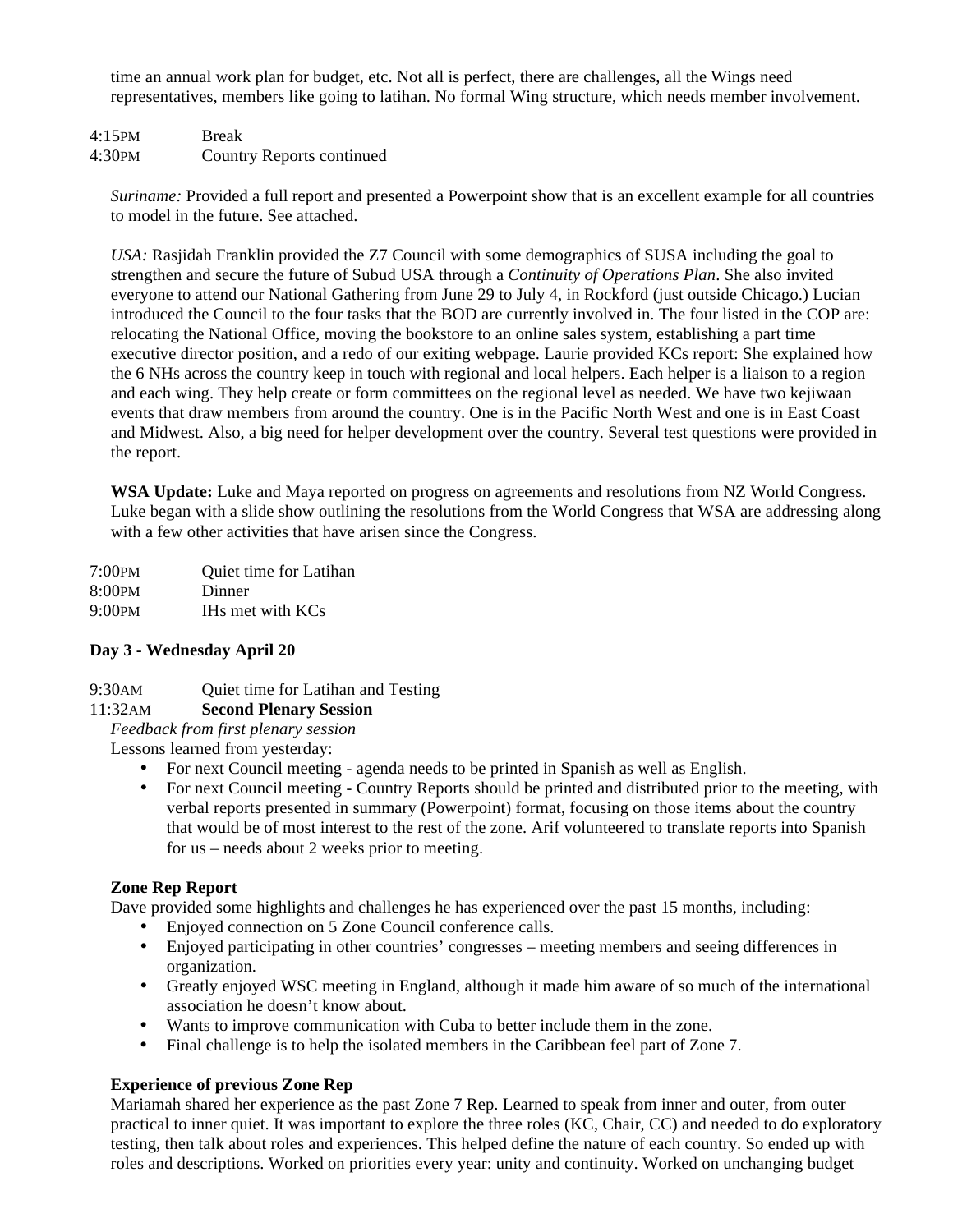time an annual work plan for budget, etc. Not all is perfect, there are challenges, all the Wings need representatives, members like going to latihan. No formal Wing structure, which needs member involvement.

4:15PM Break
4:30PM Country Reports continued

*Suriname:* Provided a full report and presented a Powerpoint show that is an excellent example for all countries to model in the future. See attached.

*USA:* Rasjidah Franklin provided the Z7 Council with some demographics of SUSA including the goal to strengthen and secure the future of Subud USA through a *Continuity of Operations Plan*. She also invited everyone to attend our National Gathering from June 29 to July 4, in Rockford (just outside Chicago.) Lucian introduced the Council to the four tasks that the BOD are currently involved in. The four listed in the COP are: relocating the National Office, moving the bookstore to an online sales system, establishing a part time executive director position, and a redo of our exiting webpage. Laurie provided KCs report: She explained how the 6 NHs across the country keep in touch with regional and local helpers. Each helper is a liaison to a region and each wing. They help create or form committees on the regional level as needed. We have two kejiwaan events that draw members from around the country. One is in the Pacific North West and one is in East Coast and Midwest. Also, a big need for helper development over the country. Several test questions were provided in the report.

**WSA Update:** Luke and Maya reported on progress on agreements and resolutions from NZ World Congress. Luke began with a slide show outlining the resolutions from the World Congress that WSA are addressing along with a few other activities that have arisen since the Congress.

7:00PM Quiet time for Latihan
8:00PM Dinner
9:00PM IHs met with KCs

**Day 3 - Wednesday April 20**

9:30AM Quiet time for Latihan and Testing
11:32AM **Second Plenary Session**

*Feedback from first plenary session*

Lessons learned from yesterday:

- For next Council meeting - agenda needs to be printed in Spanish as well as English.
- For next Council meeting - Country Reports should be printed and distributed prior to the meeting, with verbal reports presented in summary (Powerpoint) format, focusing on those items about the country that would be of most interest to the rest of the zone. Arif volunteered to translate reports into Spanish for us – needs about 2 weeks prior to meeting.

**Zone Rep Report**

Dave provided some highlights and challenges he has experienced over the past 15 months, including:

- Enjoyed connection on 5 Zone Council conference calls.
- Enjoyed participating in other countries' congresses – meeting members and seeing differences in organization.
- Greatly enjoyed WSC meeting in England, although it made him aware of so much of the international association he doesn't know about.
- Wants to improve communication with Cuba to better include them in the zone.
- Final challenge is to help the isolated members in the Caribbean feel part of Zone 7.

**Experience of previous Zone Rep**

Mariamah shared her experience as the past Zone 7 Rep. Learned to speak from inner and outer, from outer practical to inner quiet. It was important to explore the three roles (KC, Chair, CC) and needed to do exploratory testing, then talk about roles and experiences. This helped define the nature of each country. So ended up with roles and descriptions. Worked on priorities every year: unity and continuity. Worked on unchanging budget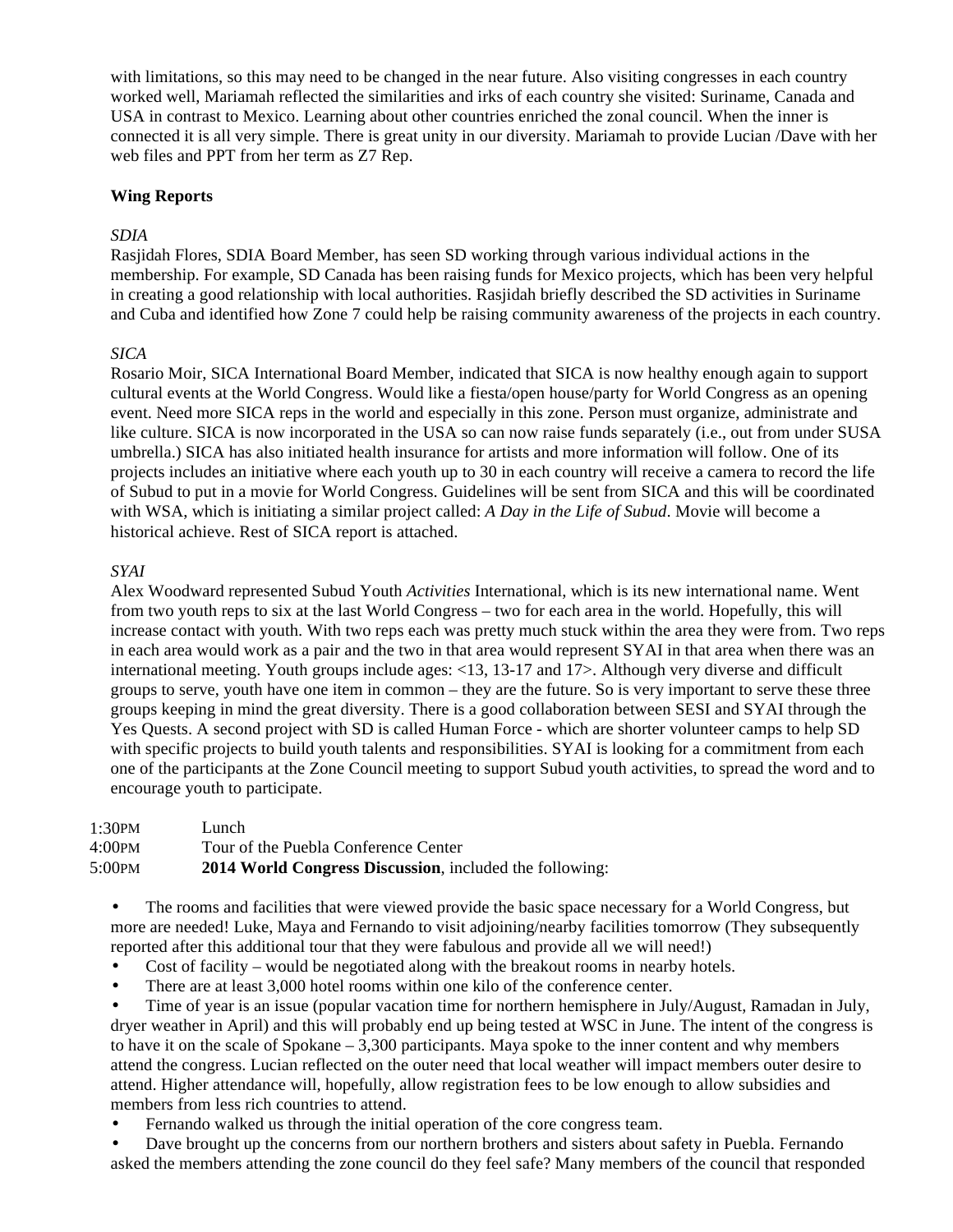with limitations, so this may need to be changed in the near future. Also visiting congresses in each country worked well, Mariamah reflected the similarities and irks of each country she visited: Suriname, Canada and USA in contrast to Mexico. Learning about other countries enriched the zonal council. When the inner is connected it is all very simple. There is great unity in our diversity. Mariamah to provide Lucian /Dave with her web files and PPT from her term as Z7 Rep.

**Wing Reports**

*SDIA*

Rasjidah Flores, SDIA Board Member, has seen SD working through various individual actions in the membership. For example, SD Canada has been raising funds for Mexico projects, which has been very helpful in creating a good relationship with local authorities. Rasjidah briefly described the SD activities in Suriname and Cuba and identified how Zone 7 could help be raising community awareness of the projects in each country.

*SICA*

Rosario Moir, SICA International Board Member, indicated that SICA is now healthy enough again to support cultural events at the World Congress. Would like a fiesta/open house/party for World Congress as an opening event. Need more SICA reps in the world and especially in this zone. Person must organize, administrate and like culture. SICA is now incorporated in the USA so can now raise funds separately (i.e., out from under SUSA umbrella.) SICA has also initiated health insurance for artists and more information will follow. One of its projects includes an initiative where each youth up to 30 in each country will receive a camera to record the life of Subud to put in a movie for World Congress. Guidelines will be sent from SICA and this will be coordinated with WSA, which is initiating a similar project called: *A Day in the Life of Subud*. Movie will become a historical achieve. Rest of SICA report is attached.

*SYAI*

Alex Woodward represented Subud Youth *Activities* International, which is its new international name. Went from two youth reps to six at the last World Congress – two for each area in the world. Hopefully, this will increase contact with youth. With two reps each was pretty much stuck within the area they were from. Two reps in each area would work as a pair and the two in that area would represent SYAI in that area when there was an international meeting. Youth groups include ages: <13, 13-17 and 17>. Although very diverse and difficult groups to serve, youth have one item in common – they are the future. So is very important to serve these three groups keeping in mind the great diversity. There is a good collaboration between SESI and SYAI through the Yes Quests. A second project with SD is called Human Force - which are shorter volunteer camps to help SD with specific projects to build youth talents and responsibilities. SYAI is looking for a commitment from each one of the participants at the Zone Council meeting to support Subud youth activities, to spread the word and to encourage youth to participate.

1:30PM Lunch
4:00PM Tour of the Puebla Conference Center
5:00PM **2014 World Congress Discussion**, included the following:

- The rooms and facilities that were viewed provide the basic space necessary for a World Congress, but more are needed! Luke, Maya and Fernando to visit adjoining/nearby facilities tomorrow (They subsequently reported after this additional tour that they were fabulous and provide all we will need!)
- Cost of facility – would be negotiated along with the breakout rooms in nearby hotels.
- There are at least 3,000 hotel rooms within one kilo of the conference center.
- Time of year is an issue (popular vacation time for northern hemisphere in July/August, Ramadan in July, dryer weather in April) and this will probably end up being tested at WSC in June. The intent of the congress is to have it on the scale of Spokane – 3,300 participants. Maya spoke to the inner content and why members attend the congress. Lucian reflected on the outer need that local weather will impact members outer desire to attend. Higher attendance will, hopefully, allow registration fees to be low enough to allow subsidies and members from less rich countries to attend.
- Fernando walked us through the initial operation of the core congress team.
- Dave brought up the concerns from our northern brothers and sisters about safety in Puebla. Fernando asked the members attending the zone council do they feel safe? Many members of the council that responded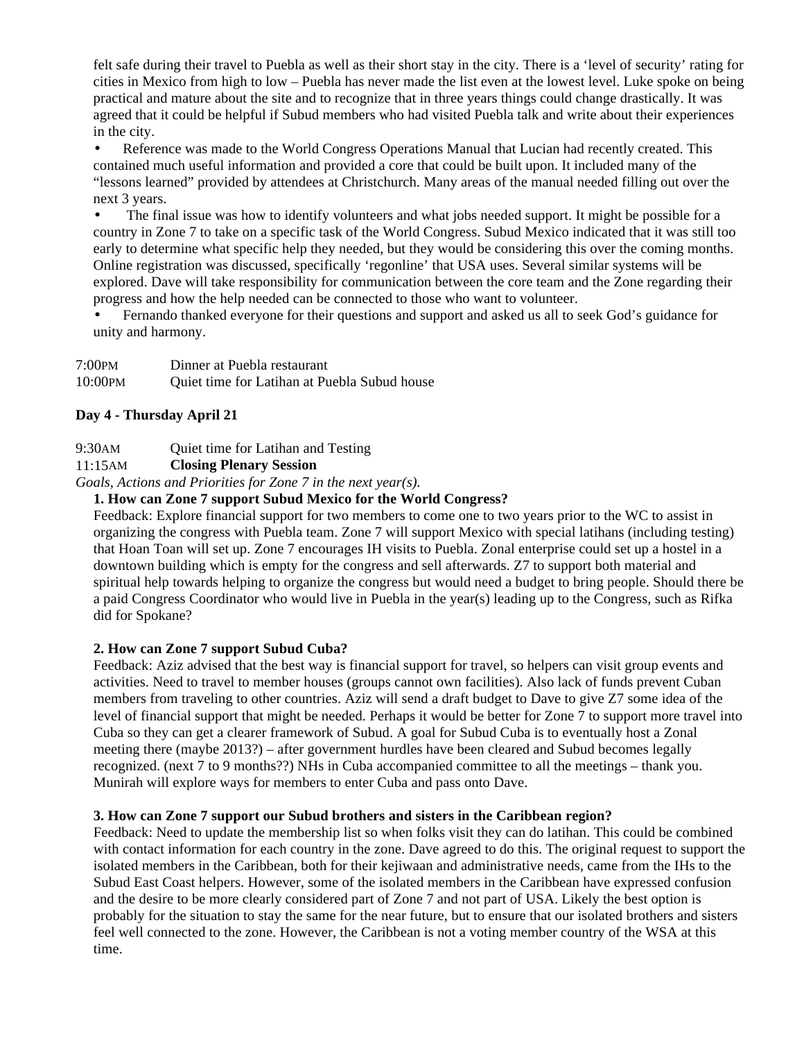felt safe during their travel to Puebla as well as their short stay in the city. There is a 'level of security' rating for cities in Mexico from high to low – Puebla has never made the list even at the lowest level. Luke spoke on being practical and mature about the site and to recognize that in three years things could change drastically. It was agreed that it could be helpful if Subud members who had visited Puebla talk and write about their experiences in the city.

- Reference was made to the World Congress Operations Manual that Lucian had recently created. This contained much useful information and provided a core that could be built upon. It included many of the "lessons learned" provided by attendees at Christchurch. Many areas of the manual needed filling out over the next 3 years.
- The final issue was how to identify volunteers and what jobs needed support. It might be possible for a country in Zone 7 to take on a specific task of the World Congress. Subud Mexico indicated that it was still too early to determine what specific help they needed, but they would be considering this over the coming months. Online registration was discussed, specifically 'regonline' that USA uses. Several similar systems will be explored. Dave will take responsibility for communication between the core team and the Zone regarding their progress and how the help needed can be connected to those who want to volunteer.
- Fernando thanked everyone for their questions and support and asked us all to seek God's guidance for unity and harmony.

7:00PM Dinner at Puebla restaurant
10:00PM Quiet time for Latihan at Puebla Subud house

**Day 4 - Thursday April 21**

9:30AM Quiet time for Latihan and Testing
11:15AM **Closing Plenary Session**
*Goals, Actions and Priorities for Zone 7 in the next year(s).*

**1. How can Zone 7 support Subud Mexico for the World Congress?**
Feedback: Explore financial support for two members to come one to two years prior to the WC to assist in organizing the congress with Puebla team. Zone 7 will support Mexico with special latihans (including testing) that Hoan Toan will set up. Zone 7 encourages IH visits to Puebla. Zonal enterprise could set up a hostel in a downtown building which is empty for the congress and sell afterwards. Z7 to support both material and spiritual help towards helping to organize the congress but would need a budget to bring people. Should there be a paid Congress Coordinator who would live in Puebla in the year(s) leading up to the Congress, such as Rifka did for Spokane?

**2. How can Zone 7 support Subud Cuba?**
Feedback: Aziz advised that the best way is financial support for travel, so helpers can visit group events and activities. Need to travel to member houses (groups cannot own facilities). Also lack of funds prevent Cuban members from traveling to other countries. Aziz will send a draft budget to Dave to give Z7 some idea of the level of financial support that might be needed. Perhaps it would be better for Zone 7 to support more travel into Cuba so they can get a clearer framework of Subud. A goal for Subud Cuba is to eventually host a Zonal meeting there (maybe 2013?) – after government hurdles have been cleared and Subud becomes legally recognized. (next 7 to 9 months??) NHs in Cuba accompanied committee to all the meetings – thank you. Munirah will explore ways for members to enter Cuba and pass onto Dave.

**3. How can Zone 7 support our Subud brothers and sisters in the Caribbean region?**
Feedback: Need to update the membership list so when folks visit they can do latihan. This could be combined with contact information for each country in the zone. Dave agreed to do this. The original request to support the isolated members in the Caribbean, both for their kejiwaan and administrative needs, came from the IHs to the Subud East Coast helpers. However, some of the isolated members in the Caribbean have expressed confusion and the desire to be more clearly considered part of Zone 7 and not part of USA. Likely the best option is probably for the situation to stay the same for the near future, but to ensure that our isolated brothers and sisters feel well connected to the zone. However, the Caribbean is not a voting member country of the WSA at this time.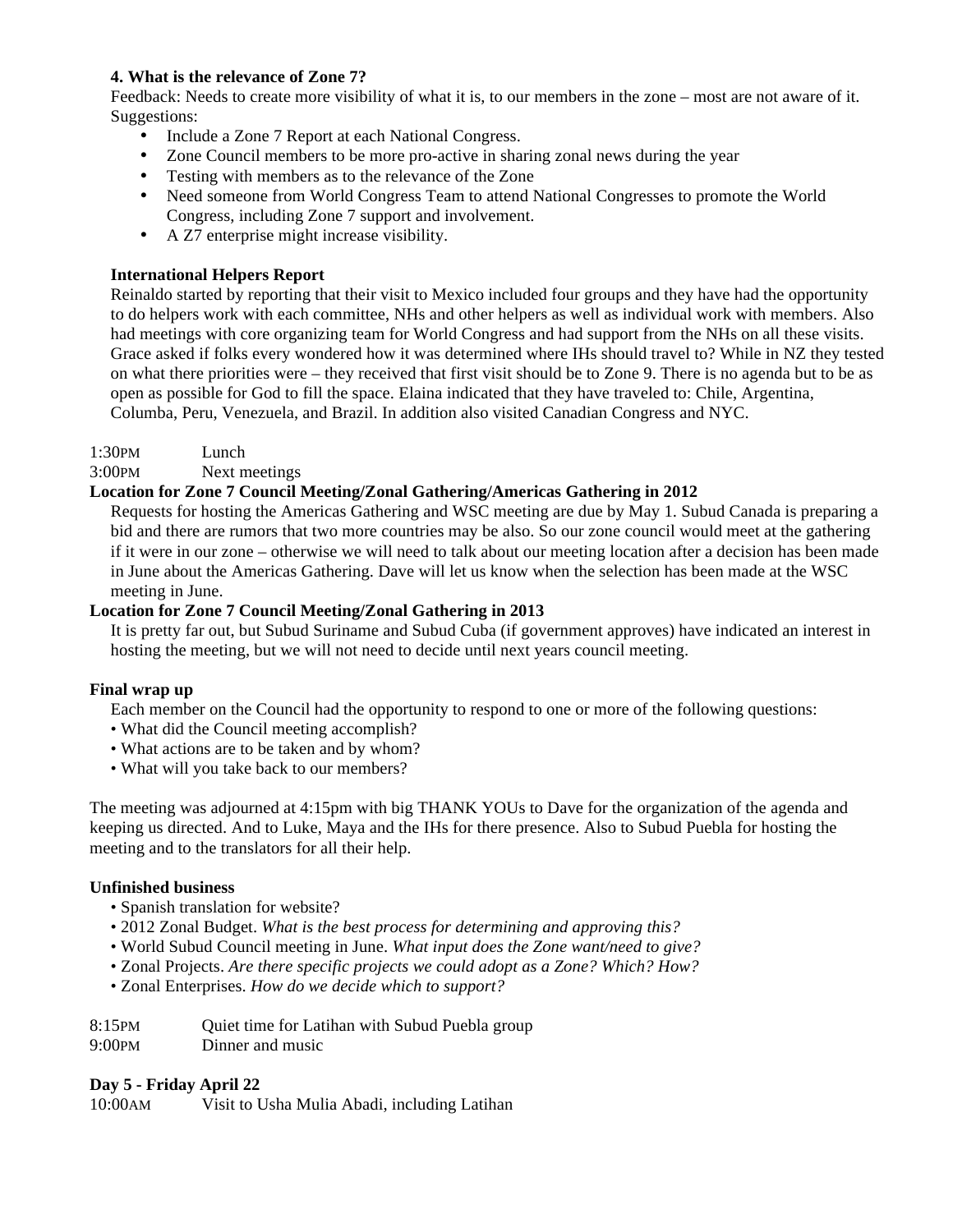**4. What is the relevance of Zone 7?**

Feedback: Needs to create more visibility of what it is, to our members in the zone – most are not aware of it. Suggestions:

- Include a Zone 7 Report at each National Congress.
- Zone Council members to be more pro-active in sharing zonal news during the year
- Testing with members as to the relevance of the Zone
- Need someone from World Congress Team to attend National Congresses to promote the World Congress, including Zone 7 support and involvement.
- A Z7 enterprise might increase visibility.

**International Helpers Report**

Reinaldo started by reporting that their visit to Mexico included four groups and they have had the opportunity to do helpers work with each committee, NHs and other helpers as well as individual work with members. Also had meetings with core organizing team for World Congress and had support from the NHs on all these visits. Grace asked if folks every wondered how it was determined where IHs should travel to? While in NZ they tested on what there priorities were – they received that first visit should be to Zone 9. There is no agenda but to be as open as possible for God to fill the space. Elaina indicated that they have traveled to: Chile, Argentina, Columba, Peru, Venezuela, and Brazil. In addition also visited Canadian Congress and NYC.

1:30PM Lunch

3:00PM Next meetings

**Location for Zone 7 Council Meeting/Zonal Gathering/Americas Gathering in 2012**

Requests for hosting the Americas Gathering and WSC meeting are due by May 1. Subud Canada is preparing a bid and there are rumors that two more countries may be also. So our zone council would meet at the gathering if it were in our zone – otherwise we will need to talk about our meeting location after a decision has been made in June about the Americas Gathering. Dave will let us know when the selection has been made at the WSC meeting in June.

**Location for Zone 7 Council Meeting/Zonal Gathering in 2013**

It is pretty far out, but Subud Suriname and Subud Cuba (if government approves) have indicated an interest in hosting the meeting, but we will not need to decide until next years council meeting.

**Final wrap up**

Each member on the Council had the opportunity to respond to one or more of the following questions:

- What did the Council meeting accomplish?
- What actions are to be taken and by whom?
- What will you take back to our members?

The meeting was adjourned at 4:15pm with big THANK YOUs to Dave for the organization of the agenda and keeping us directed. And to Luke, Maya and the IHs for there presence. Also to Subud Puebla for hosting the meeting and to the translators for all their help.

**Unfinished business**

- Spanish translation for website?
- 2012 Zonal Budget. *What is the best process for determining and approving this?*
- World Subud Council meeting in June. *What input does the Zone want/need to give?*
- Zonal Projects. *Are there specific projects we could adopt as a Zone? Which? How?*
- Zonal Enterprises. *How do we decide which to support?*

8:15PM Quiet time for Latihan with Subud Puebla group

9:00PM Dinner and music

**Day 5 - Friday April 22**

10:00AM Visit to Usha Mulia Abadi, including Latihan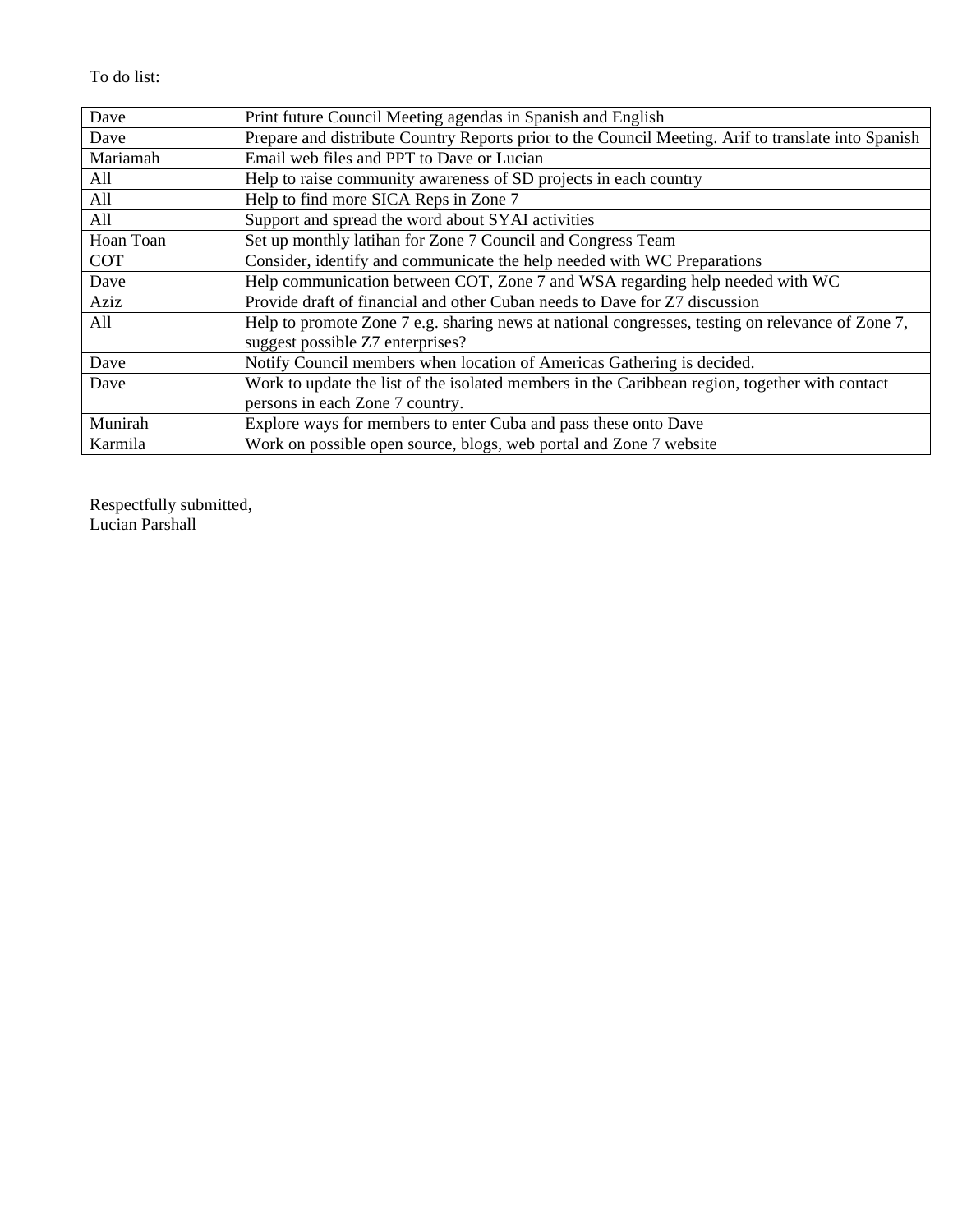To do list:

| | |
|---|---|
| Dave | Print future Council Meeting agendas in Spanish and English |
| Dave | Prepare and distribute Country Reports prior to the Council Meeting. Arif to translate into Spanish |
| Mariamah | Email web files and PPT to Dave or Lucian |
| All | Help to raise community awareness of SD projects in each country |
| All | Help to find more SICA Reps in Zone 7 |
| All | Support and spread the word about SYAI activities |
| Hoan Toan | Set up monthly latihan for Zone 7 Council and Congress Team |
| COT | Consider, identify and communicate the help needed with WC Preparations |
| Dave | Help communication between COT, Zone 7 and WSA regarding help needed with WC |
| Aziz | Provide draft of financial and other Cuban needs to Dave for Z7 discussion |
| All | Help to promote Zone 7 e.g. sharing news at national congresses, testing on relevance of Zone 7, suggest possible Z7 enterprises? |
| Dave | Notify Council members when location of Americas Gathering is decided. |
| Dave | Work to update the list of the isolated members in the Caribbean region, together with contact persons in each Zone 7 country. |
| Munirah | Explore ways for members to enter Cuba and pass these onto Dave |
| Karmila | Work on possible open source, blogs, web portal and Zone 7 website |

Respectfully submitted,
Lucian Parshall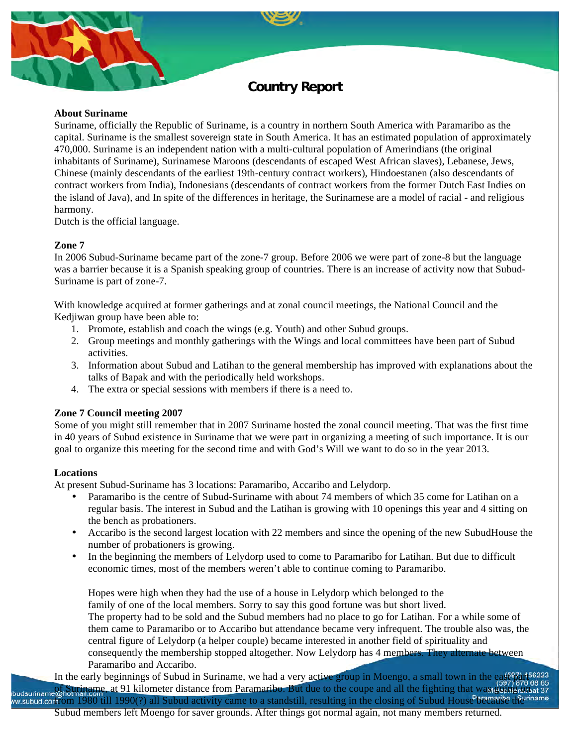## Country Report

**About Suriname**

Suriname, officially the Republic of Suriname, is a country in northern South America with Paramaribo as the capital. Suriname is the smallest sovereign state in South America. It has an estimated population of approximately 470,000. Suriname is an independent nation with a multi-cultural population of Amerindians (the original inhabitants of Suriname), Surinamese Maroons (descendants of escaped West African slaves), Lebanese, Jews, Chinese (mainly descendants of the earliest 19th-century contract workers), Hindoestanen (also descendants of contract workers from India), Indonesians (descendants of contract workers from the former Dutch East Indies on the island of Java), and In spite of the differences in heritage, the Surinamese are a model of racial - and religious harmony.

Dutch is the official language.

**Zone 7**

In 2006 Subud-Suriname became part of the zone-7 group. Before 2006 we were part of zone-8 but the language was a barrier because it is a Spanish speaking group of countries. There is an increase of activity now that Subud-Suriname is part of zone-7.

With knowledge acquired at former gatherings and at zonal council meetings, the National Council and the Kedjiwan group have been able to:

1. Promote, establish and coach the wings (e.g. Youth) and other Subud groups.
2. Group meetings and monthly gatherings with the Wings and local committees have been part of Subud activities.
3. Information about Subud and Latihan to the general membership has improved with explanations about the talks of Bapak and with the periodically held workshops.
4. The extra or special sessions with members if there is a need to.

**Zone 7 Council meeting 2007**

Some of you might still remember that in 2007 Suriname hosted the zonal council meeting. That was the first time in 40 years of Subud existence in Suriname that we were part in organizing a meeting of such importance. It is our goal to organize this meeting for the second time and with God's Will we want to do so in the year 2013.

**Locations**

At present Subud-Suriname has 3 locations: Paramaribo, Accaribo and Lelydorp.

- Paramaribo is the centre of Subud-Suriname with about 74 members of which 35 come for Latihan on a regular basis. The interest in Subud and the Latihan is growing with 10 openings this year and 4 sitting on the bench as probationers.
- Accaribo is the second largest location with 22 members and since the opening of the new SubudHouse the number of probationers is growing.
- In the beginning the members of Lelydorp used to come to Paramaribo for Latihan. But due to difficult economic times, most of the members weren't able to continue coming to Paramaribo.

  Hopes were high when they had the use of a house in Lelydorp which belonged to the family of one of the local members. Sorry to say this good fortune was but short lived. The property had to be sold and the Subud members had no place to go for Latihan. For a while some of them came to Paramaribo or to Accaribo but attendance became very infrequent. The trouble also was, the central figure of Lelydorp (a helper couple) became interested in another field of spirituality and consequently the membership stopped altogether. Now Lelydorp has 4 members. They alternate between Paramaribo and Accaribo.

In the early beginnings of Subud in Suriname, we had a very active group in Moengo, a small town in the east part of Suriname, at 91 kilometer distance from Paramaribo. But due to the coupe and all the fighting that was going on from 1980 till 1990(?) all Subud activity came to a standstill, resulting in the closing of Subud House because the Subud members left Moengo for saver grounds. After things got normal again, not many members returned.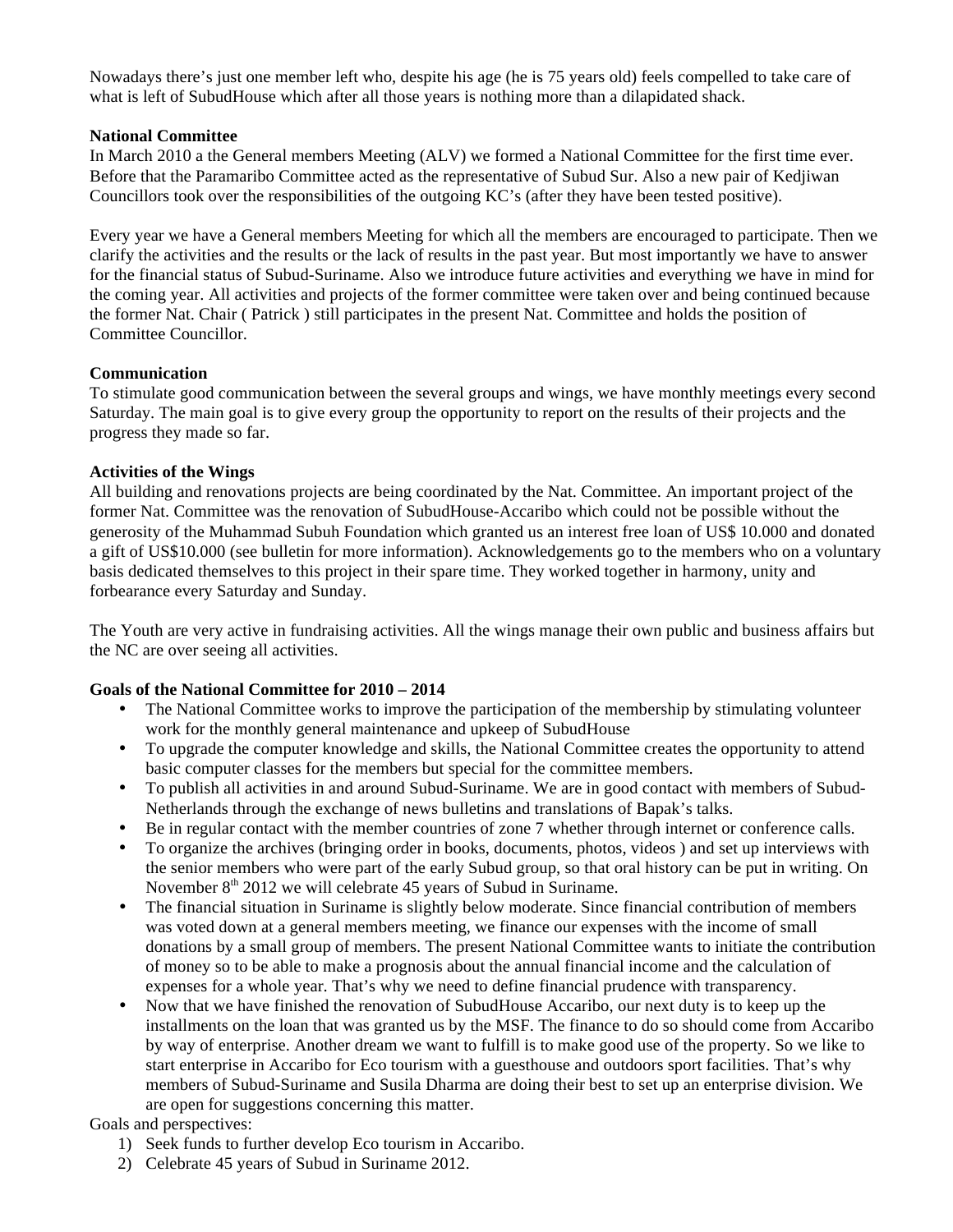Nowadays there's just one member left who, despite his age (he is 75 years old) feels compelled to take care of what is left of SubudHouse which after all those years is nothing more than a dilapidated shack.

**National Committee**

In March 2010 a the General members Meeting (ALV) we formed a National Committee for the first time ever. Before that the Paramaribo Committee acted as the representative of Subud Sur. Also a new pair of Kedjiwan Councillors took over the responsibilities of the outgoing KC's (after they have been tested positive).

Every year we have a General members Meeting for which all the members are encouraged to participate. Then we clarify the activities and the results or the lack of results in the past year. But most importantly we have to answer for the financial status of Subud-Suriname. Also we introduce future activities and everything we have in mind for the coming year. All activities and projects of the former committee were taken over and being continued because the former Nat. Chair ( Patrick ) still participates in the present Nat. Committee and holds the position of Committee Councillor.

**Communication**

To stimulate good communication between the several groups and wings, we have monthly meetings every second Saturday. The main goal is to give every group the opportunity to report on the results of their projects and the progress they made so far.

**Activities of the Wings**

All building and renovations projects are being coordinated by the Nat. Committee. An important project of the former Nat. Committee was the renovation of SubudHouse-Accaribo which could not be possible without the generosity of the Muhammad Subuh Foundation which granted us an interest free loan of US$ 10.000 and donated a gift of US$10.000 (see bulletin for more information). Acknowledgements go to the members who on a voluntary basis dedicated themselves to this project in their spare time. They worked together in harmony, unity and forbearance every Saturday and Sunday.

The Youth are very active in fundraising activities. All the wings manage their own public and business affairs but the NC are over seeing all activities.

**Goals of the National Committee for 2010 – 2014**

- The National Committee works to improve the participation of the membership by stimulating volunteer work for the monthly general maintenance and upkeep of SubudHouse
- To upgrade the computer knowledge and skills, the National Committee creates the opportunity to attend basic computer classes for the members but special for the committee members.
- To publish all activities in and around Subud-Suriname. We are in good contact with members of Subud-Netherlands through the exchange of news bulletins and translations of Bapak's talks.
- Be in regular contact with the member countries of zone 7 whether through internet or conference calls.
- To organize the archives (bringing order in books, documents, photos, videos ) and set up interviews with the senior members who were part of the early Subud group, so that oral history can be put in writing. On November 8th 2012 we will celebrate 45 years of Subud in Suriname.
- The financial situation in Suriname is slightly below moderate. Since financial contribution of members was voted down at a general members meeting, we finance our expenses with the income of small donations by a small group of members. The present National Committee wants to initiate the contribution of money so to be able to make a prognosis about the annual financial income and the calculation of expenses for a whole year. That's why we need to define financial prudence with transparency.
- Now that we have finished the renovation of SubudHouse Accaribo, our next duty is to keep up the installments on the loan that was granted us by the MSF. The finance to do so should come from Accaribo by way of enterprise. Another dream we want to fulfill is to make good use of the property. So we like to start enterprise in Accaribo for Eco tourism with a guesthouse and outdoors sport facilities. That's why members of Subud-Suriname and Susila Dharma are doing their best to set up an enterprise division. We are open for suggestions concerning this matter.

Goals and perspectives:

1) Seek funds to further develop Eco tourism in Accaribo.
2) Celebrate 45 years of Subud in Suriname 2012.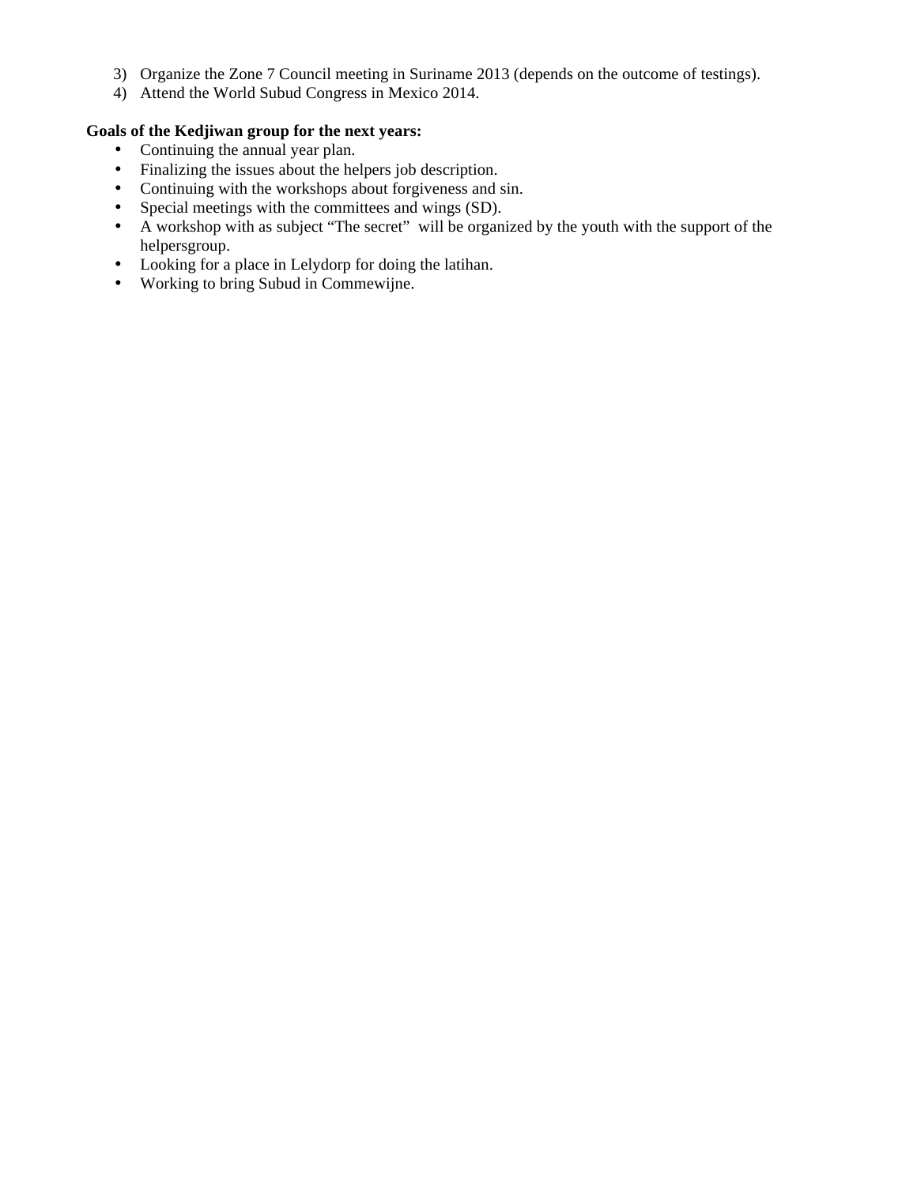3) Organize the Zone 7 Council meeting in Suriname 2013 (depends on the outcome of testings).
4) Attend the World Subud Congress in Mexico 2014.

**Goals of the Kedjiwan group for the next years:**

- Continuing the annual year plan.
- Finalizing the issues about the helpers job description.
- Continuing with the workshops about forgiveness and sin.
- Special meetings with the committees and wings (SD).
- A workshop with as subject "The secret" will be organized by the youth with the support of the helpersgroup.
- Looking for a place in Lelydorp for doing the latihan.
- Working to bring Subud in Commewijne.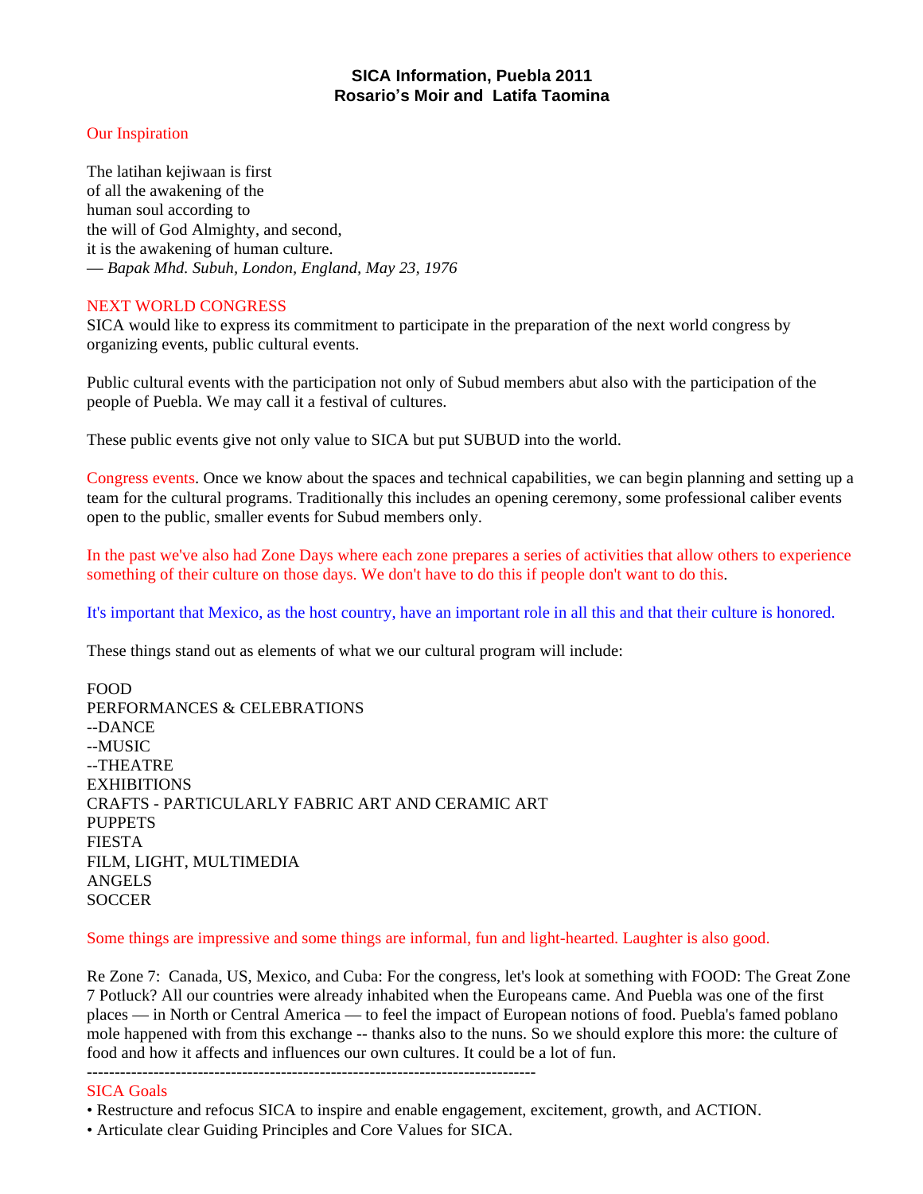# SICA Information, Puebla 2011
## Rosario's Moir and Latifa Taomina

Our Inspiration

The latihan kejiwaan is first
of all the awakening of the
human soul according to
the will of God Almighty, and second,
it is the awakening of human culture.
— *Bapak Mhd. Subuh, London, England, May 23, 1976*

NEXT WORLD CONGRESS
SICA would like to express its commitment to participate in the preparation of the next world congress by organizing events, public cultural events.

Public cultural events with the participation not only of Subud members abut also with the participation of the people of Puebla. We may call it a festival of cultures.

These public events give not only value to SICA but put SUBUD into the world.

Congress events. Once we know about the spaces and technical capabilities, we can begin planning and setting up a team for the cultural programs. Traditionally this includes an opening ceremony, some professional caliber events open to the public, smaller events for Subud members only.

In the past we've also had Zone Days where each zone prepares a series of activities that allow others to experience something of their culture on those days. We don't have to do this if people don't want to do this.

It's important that Mexico, as the host country, have an important role in all this and that their culture is honored.

These things stand out as elements of what we our cultural program will include:

FOOD
PERFORMANCES & CELEBRATIONS
--DANCE
--MUSIC
--THEATRE
EXHIBITIONS
CRAFTS - PARTICULARLY FABRIC ART AND CERAMIC ART
PUPPETS
FIESTA
FILM, LIGHT, MULTIMEDIA
ANGELS
SOCCER

Some things are impressive and some things are informal, fun and light-hearted. Laughter is also good.

Re Zone 7: Canada, US, Mexico, and Cuba: For the congress, let's look at something with FOOD: The Great Zone 7 Potluck? All our countries were already inhabited when the Europeans came. And Puebla was one of the first places — in North or Central America — to feel the impact of European notions of food. Puebla's famed poblano mole happened with from this exchange -- thanks also to the nuns. So we should explore this more: the culture of food and how it affects and influences our own cultures. It could be a lot of fun.

--------------------------------------------------------------------------------

SICA Goals

- Restructure and refocus SICA to inspire and enable engagement, excitement, growth, and ACTION.
- Articulate clear Guiding Principles and Core Values for SICA.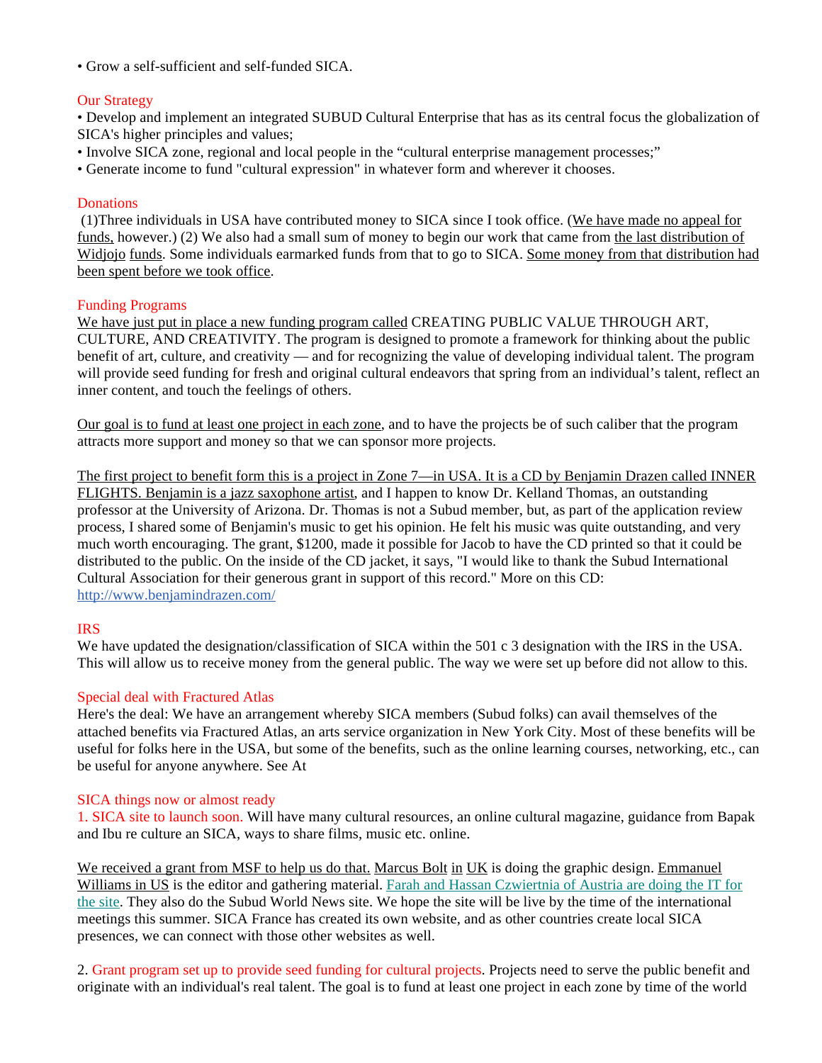• Grow a self-sufficient and self-funded SICA.

## Our Strategy

• Develop and implement an integrated SUBUD Cultural Enterprise that has as its central focus the globalization of SICA's higher principles and values;
• Involve SICA zone, regional and local people in the "cultural enterprise management processes;"
• Generate income to fund "cultural expression" in whatever form and wherever it chooses.

## Donations

(1)Three individuals in USA have contributed money to SICA since I took office. (We have made no appeal for funds, however.) (2) We also had a small sum of money to begin our work that came from the last distribution of Widjojo funds. Some individuals earmarked funds from that to go to SICA. Some money from that distribution had been spent before we took office.

## Funding Programs

We have just put in place a new funding program called CREATING PUBLIC VALUE THROUGH ART, CULTURE, AND CREATIVITY. The program is designed to promote a framework for thinking about the public benefit of art, culture, and creativity — and for recognizing the value of developing individual talent. The program will provide seed funding for fresh and original cultural endeavors that spring from an individual's talent, reflect an inner content, and touch the feelings of others.

Our goal is to fund at least one project in each zone, and to have the projects be of such caliber that the program attracts more support and money so that we can sponsor more projects.

The first project to benefit form this is a project in Zone 7—in USA. It is a CD by Benjamin Drazen called INNER FLIGHTS. Benjamin is a jazz saxophone artist, and I happen to know Dr. Kelland Thomas, an outstanding professor at the University of Arizona. Dr. Thomas is not a Subud member, but, as part of the application review process, I shared some of Benjamin's music to get his opinion. He felt his music was quite outstanding, and very much worth encouraging. The grant, $1200, made it possible for Jacob to have the CD printed so that it could be distributed to the public. On the inside of the CD jacket, it says, "I would like to thank the Subud International Cultural Association for their generous grant in support of this record." More on this CD: http://www.benjamindrazen.com/

## IRS

We have updated the designation/classification of SICA within the 501 c 3 designation with the IRS in the USA. This will allow us to receive money from the general public. The way we were set up before did not allow to this.

## Special deal with Fractured Atlas

Here's the deal: We have an arrangement whereby SICA members (Subud folks) can avail themselves of the attached benefits via Fractured Atlas, an arts service organization in New York City. Most of these benefits will be useful for folks here in the USA, but some of the benefits, such as the online learning courses, networking, etc., can be useful for anyone anywhere. See At

## SICA things now or almost ready

1. SICA site to launch soon. Will have many cultural resources, an online cultural magazine, guidance from Bapak and Ibu re culture an SICA, ways to share films, music etc. online.

We received a grant from MSF to help us do that. Marcus Bolt in UK is doing the graphic design. Emmanuel Williams in US is the editor and gathering material. Farah and Hassan Czwiertnia of Austria are doing the IT for the site. They also do the Subud World News site. We hope the site will be live by the time of the international meetings this summer. SICA France has created its own website, and as other countries create local SICA presences, we can connect with those other websites as well.

2. Grant program set up to provide seed funding for cultural projects. Projects need to serve the public benefit and originate with an individual's real talent. The goal is to fund at least one project in each zone by time of the world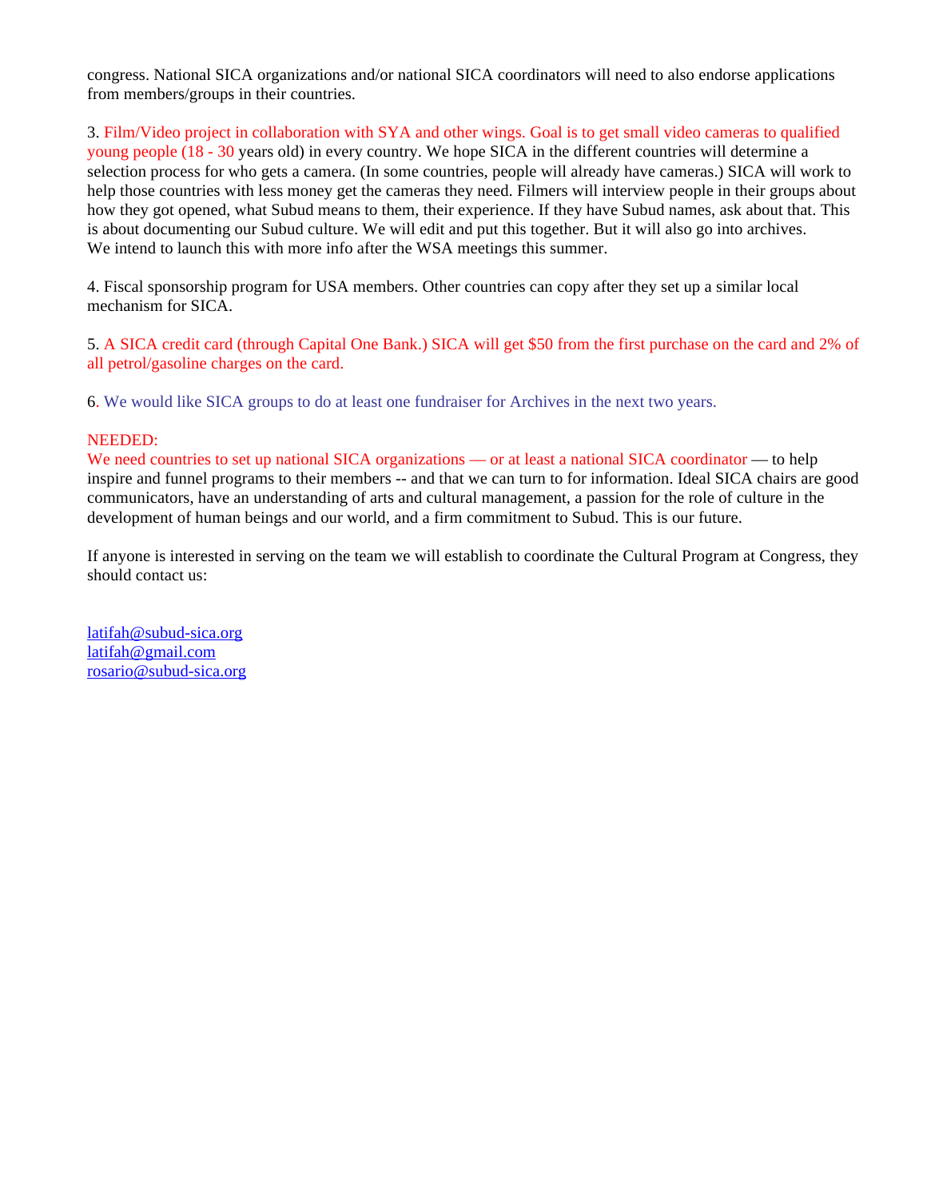congress. National SICA organizations and/or national SICA coordinators will need to also endorse applications from members/groups in their countries.

3. Film/Video project in collaboration with SYA and other wings. Goal is to get small video cameras to qualified young people (18 - 30 years old) in every country. We hope SICA in the different countries will determine a selection process for who gets a camera. (In some countries, people will already have cameras.) SICA will work to help those countries with less money get the cameras they need. Filmers will interview people in their groups about how they got opened, what Subud means to them, their experience. If they have Subud names, ask about that. This is about documenting our Subud culture. We will edit and put this together. But it will also go into archives. We intend to launch this with more info after the WSA meetings this summer.

4. Fiscal sponsorship program for USA members. Other countries can copy after they set up a similar local mechanism for SICA.

5. A SICA credit card (through Capital One Bank.) SICA will get $50 from the first purchase on the card and 2% of all petrol/gasoline charges on the card.

6. We would like SICA groups to do at least one fundraiser for Archives in the next two years.

NEEDED:
We need countries to set up national SICA organizations — or at least a national SICA coordinator — to help inspire and funnel programs to their members -- and that we can turn to for information. Ideal SICA chairs are good communicators, have an understanding of arts and cultural management, a passion for the role of culture in the development of human beings and our world, and a firm commitment to Subud. This is our future.

If anyone is interested in serving on the team we will establish to coordinate the Cultural Program at Congress, they should contact us:

latifah@subud-sica.org
latifah@gmail.com
rosario@subud-sica.org